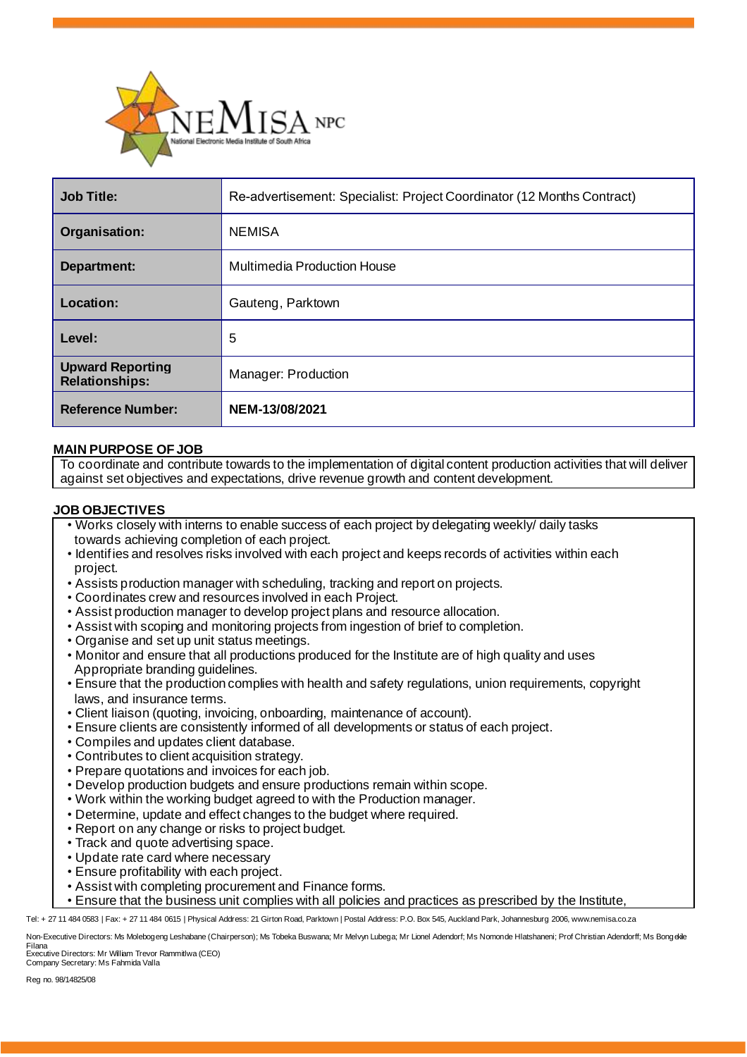| Job Title: | Re-advertisement: Specialist: Project Coordinator (12 Months Contract) |
|---|---|
| Organisation: | NEMISA |
| Department: | Multimedia Production House |
| Location: | Gauteng, Parktown |
| Level: | 5 |
| Upward Reporting Relationships: | Manager: Production |
| Reference Number: | **NEM-13/08/2021** |

## MAIN PURPOSE OF JOB

To coordinate and contribute towards to the implementation of digital content production activities that will deliver against set objectives and expectations, drive revenue growth and content development.

## JOB OBJECTIVES

- Works closely with interns to enable success of each project by delegating weekly/ daily tasks towards achieving completion of each project.
- Identifies and resolves risks involved with each project and keeps records of activities within each project.
- Assists production manager with scheduling, tracking and report on projects.
- Coordinates crew and resources involved in each Project.
- Assist production manager to develop project plans and resource allocation.
- Assist with scoping and monitoring projects from ingestion of brief to completion.
- Organise and set up unit status meetings.
- Monitor and ensure that all productions produced for the Institute are of high quality and uses Appropriate branding guidelines.
- Ensure that the production complies with health and safety regulations, union requirements, copyright laws, and insurance terms.
- Client liaison (quoting, invoicing, onboarding, maintenance of account).
- Ensure clients are consistently informed of all developments or status of each project.
- Compiles and updates client database.
- Contributes to client acquisition strategy.
- Prepare quotations and invoices for each job.
- Develop production budgets and ensure productions remain within scope.
- Work within the working budget agreed to with the Production manager.
- Determine, update and effect changes to the budget where required.
- Report on any change or risks to project budget.
- Track and quote advertising space.
- Update rate card where necessary
- Ensure profitability with each project.
- Assist with completing procurement and Finance forms.
- Ensure that the business unit complies with all policies and practices as prescribed by the Institute,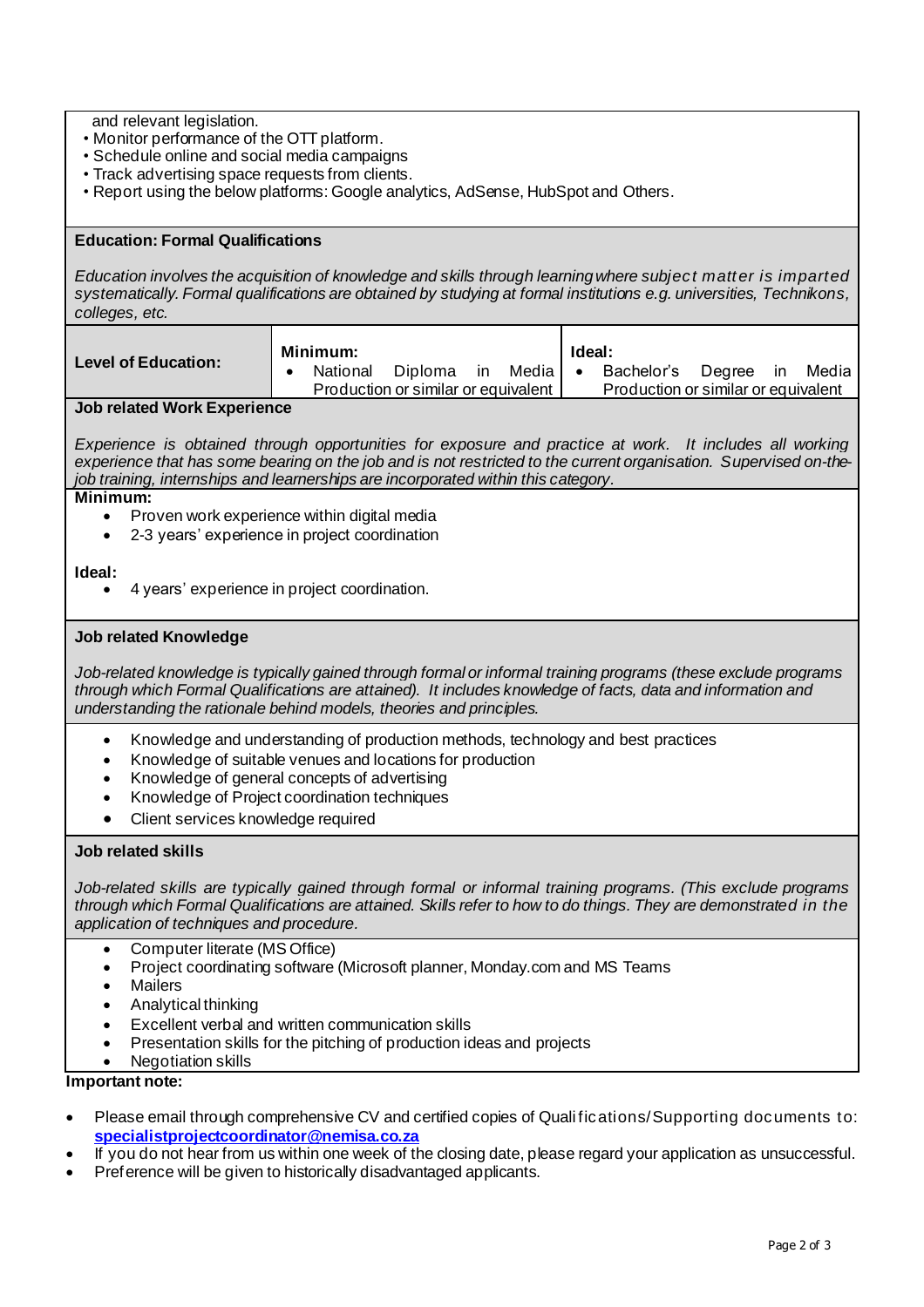and relevant legislation.

- Monitor performance of the OTT platform.
- Schedule online and social media campaigns
- Track advertising space requests from clients.
- Report using the below platforms: Google analytics, AdSense, HubSpot and Others.

**Education: Formal Qualifications**

*Education involves the acquisition of knowledge and skills through learning where subject matter is imparted systematically. Formal qualifications are obtained by studying at formal institutions e.g. universities, Technikons, colleges, etc.*

| **Level of Education:** | **Minimum:** | **Ideal:** |
|---|---|---|
| | • National Diploma in Media Production or similar or equivalent | • Bachelor's Degree in Media Production or similar or equivalent |

**Job related Work Experience**

*Experience is obtained through opportunities for exposure and practice at work. It includes all working experience that has some bearing on the job and is not restricted to the current organisation. Supervised on-the-job training, internships and learnerships are incorporated within this category.*

**Minimum:**

- Proven work experience within digital media
- 2-3 years' experience in project coordination

**Ideal:**

- 4 years' experience in project coordination.

**Job related Knowledge**

*Job-related knowledge is typically gained through formal or informal training programs (these exclude programs through which Formal Qualifications are attained). It includes knowledge of facts, data and information and understanding the rationale behind models, theories and principles.*

- Knowledge and understanding of production methods, technology and best practices
- Knowledge of suitable venues and locations for production
- Knowledge of general concepts of advertising
- Knowledge of Project coordination techniques
- Client services knowledge required

**Job related skills**

*Job-related skills are typically gained through formal or informal training programs. (This exclude programs through which Formal Qualifications are attained. Skills refer to how to do things. They are demonstrated in the application of techniques and procedure.*

- Computer literate (MS Office)
- Project coordinating software (Microsoft planner, Monday.com and MS Teams
- Mailers
- Analytical thinking
- Excellent verbal and written communication skills
- Presentation skills for the pitching of production ideas and projects
- Negotiation skills

**Important note:**

- Please email through comprehensive CV and certified copies of Qualifications/Supporting documents to: **specialistprojectcoordinator@nemisa.co.za**
- If you do not hear from us within one week of the closing date, please regard your application as unsuccessful.
- Preference will be given to historically disadvantaged applicants.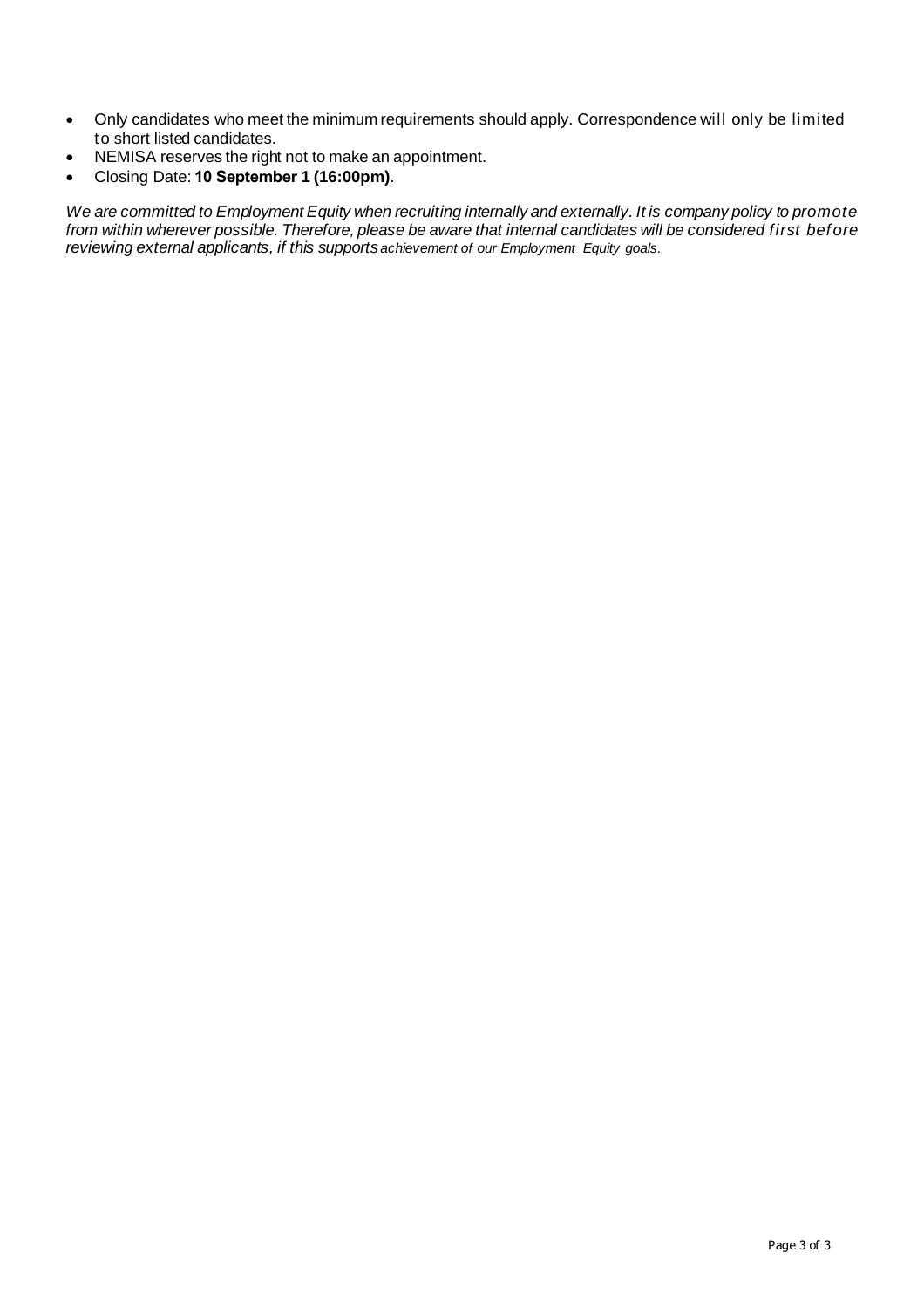- Only candidates who meet the minimum requirements should apply. Correspondence will only be limited to short listed candidates.
- NEMISA reserves the right not to make an appointment.
- Closing Date: **10 September 1 (16:00pm)**.

*We are committed to Employment Equity when recruiting internally and externally. It is company policy to promote from within wherever possible. Therefore, please be aware that internal candidates will be considered first before reviewing external applicants, if this supports achievement of our Employment Equity goals.*